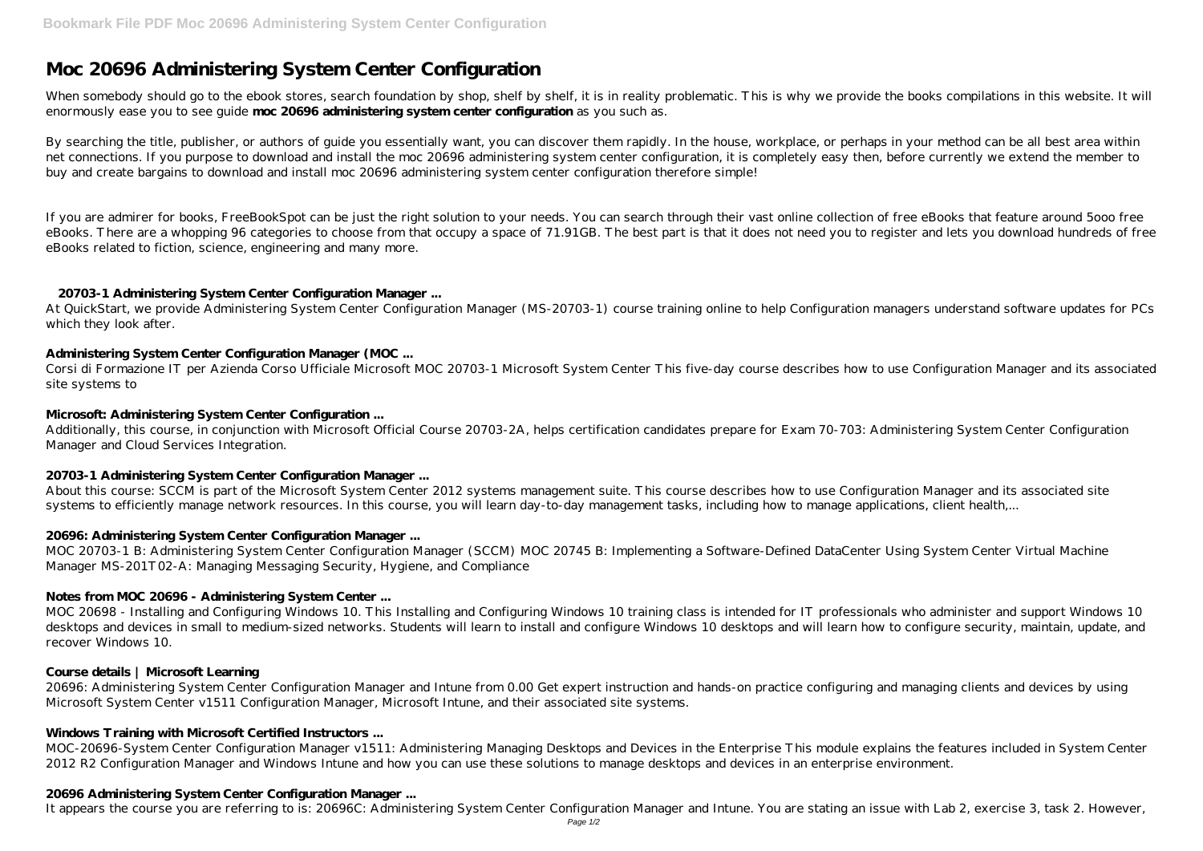# Moc 20696 Administering System Center Configuration

When somebody should go to the ebook stores, search foundation by shop, shelf by shelf, it is in reality problematic. This is why we provide the books compilations in this website. It will enormously ease you to see guide **moc 20696 administering system center configuration** as you such as.

By searching the title, publisher, or authors of guide you essentially want, you can discover them rapidly. In the house, workplace, or perhaps in your method can be all best area within net connections. If you purpose to download and install the moc 20696 administering system center configuration, it is completely easy then, before currently we extend the member to buy and create bargains to download and install moc 20696 administering system center configuration therefore simple!

If you are admirer for books, FreeBookSpot can be just the right solution to your needs. You can search through their vast online collection of free eBooks that feature around 5ooo free eBooks. There are a whopping 96 categories to choose from that occupy a space of 71.91GB. The best part is that it does not need you to register and lets you download hundreds of free eBooks related to fiction, science, engineering and many more.

## 20703-1 Administering System Center Configuration Manager ...

At QuickStart, we provide Administering System Center Configuration Manager (MS-20703-1) course training online to help Configuration managers understand software updates for PCs which they look after.

## Administering System Center Configuration Manager (MOC ...

Corsi di Formazione IT per Azienda Corso Ufficiale Microsoft MOC 20703-1 Microsoft System Center This five-day course describes how to use Configuration Manager and its associated site systems to

## Microsoft: Administering System Center Configuration ...

Additionally, this course, in conjunction with Microsoft Official Course 20703-2A, helps certification candidates prepare for Exam 70-703: Administering System Center Configuration Manager and Cloud Services Integration.

## 20703-1 Administering System Center Configuration Manager ...

About this course: SCCM is part of the Microsoft System Center 2012 systems management suite. This course describes how to use Configuration Manager and its associated site systems to efficiently manage network resources. In this course, you will learn day-to-day management tasks, including how to manage applications, client health,...

## 20696: Administering System Center Configuration Manager ...

MOC 20703-1 B: Administering System Center Configuration Manager (SCCM) MOC 20745 B: Implementing a Software-Defined DataCenter Using System Center Virtual Machine Manager MS-201T02-A: Managing Messaging Security, Hygiene, and Compliance

## Notes from MOC 20696 - Administering System Center ...

MOC 20698 - Installing and Configuring Windows 10. This Installing and Configuring Windows 10 training class is intended for IT professionals who administer and support Windows 10 desktops and devices in small to medium-sized networks. Students will learn to install and configure Windows 10 desktops and will learn how to configure security, maintain, update, and recover Windows 10.

## Course details | Microsoft Learning

20696: Administering System Center Configuration Manager and Intune from 0.00 Get expert instruction and hands-on practice configuring and managing clients and devices by using Microsoft System Center v1511 Configuration Manager, Microsoft Intune, and their associated site systems.

## Windows Training with Microsoft Certified Instructors ...

MOC-20696-System Center Configuration Manager v1511: Administering Managing Desktops and Devices in the Enterprise This module explains the features included in System Center 2012 R2 Configuration Manager and Windows Intune and how you can use these solutions to manage desktops and devices in an enterprise environment.

## 20696 Administering System Center Configuration Manager ...

It appears the course you are referring to is: 20696C: Administering System Center Configuration Manager and Intune. You are stating an issue with Lab 2, exercise 3, task 2. However,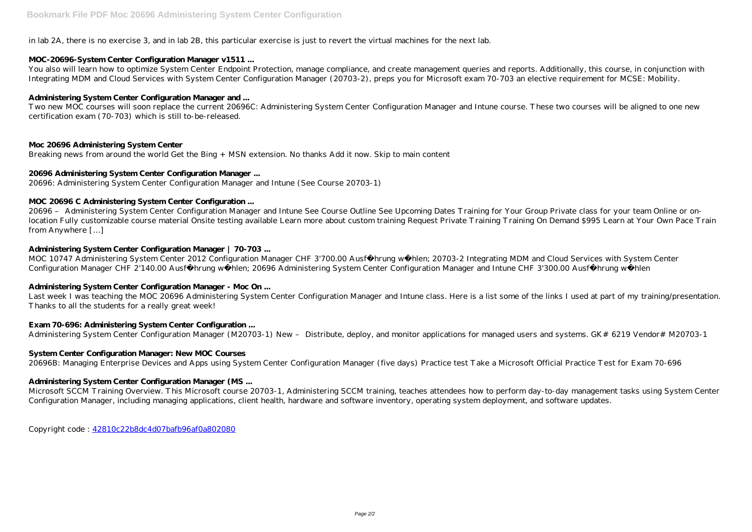in lab 2A, there is no exercise 3, and in lab 2B, this particular exercise is just to revert the virtual machines for the next lab.

**MOC-20696-System Center Configuration Manager v1511 ...**

You also will learn how to optimize System Center Endpoint Protection, manage compliance, and create management queries and reports. Additionally, this course, in conjunction with Integrating MDM and Cloud Services with System Center Configuration Manager (20703-2), preps you for Microsoft exam 70-703 an elective requirement for MCSE: Mobility.

**Administering System Center Configuration Manager and ...**

Two new MOC courses will soon replace the current 20696C: Administering System Center Configuration Manager and Intune course. These two courses will be aligned to one new certification exam (70-703) which is still to-be-released.

**Moc 20696 Administering System Center**

Breaking news from around the world Get the Bing + MSN extension. No thanks Add it now. Skip to main content

**20696 Administering System Center Configuration Manager ...**

20696: Administering System Center Configuration Manager and Intune (See Course 20703-1)

**MOC 20696 C Administering System Center Configuration ...**

20696 – Administering System Center Configuration Manager and Intune See Course Outline See Upcoming Dates Training for Your Group Private class for your team Online or on-location Fully customizable course material Onsite testing available Learn more about custom training Request Private Training Training On Demand $995 Learn at Your Own Pace Train from Anywhere […]

**Administering System Center Configuration Manager | 70-703 ...**

MOC 10747 Administering System Center 2012 Configuration Manager CHF 3'700.00 Ausführung wählen; 20703-2 Integrating MDM and Cloud Services with System Center Configuration Manager CHF 2'140.00 Ausführung wählen; 20696 Administering System Center Configuration Manager and Intune CHF 3'300.00 Ausführung wählen

**Administering System Center Configuration Manager - Moc On ...**

Last week I was teaching the MOC 20696 Administering System Center Configuration Manager and Intune class. Here is a list some of the links I used at part of my training/presentation. Thanks to all the students for a really great week!

**Exam 70-696: Administering System Center Configuration ...**

Administering System Center Configuration Manager (M20703-1) New – Distribute, deploy, and monitor applications for managed users and systems. GK# 6219 Vendor# M20703-1

**System Center Configuration Manager: New MOC Courses**

20696B: Managing Enterprise Devices and Apps using System Center Configuration Manager (five days) Practice test Take a Microsoft Official Practice Test for Exam 70-696

**Administering System Center Configuration Manager (MS ...**

Microsoft SCCM Training Overview. This Microsoft course 20703-1, Administering SCCM training, teaches attendees how to perform day-to-day management tasks using System Center Configuration Manager, including managing applications, client health, hardware and software inventory, operating system deployment, and software updates.

Copyright code : 42810c22b8dc4d07bafb96af0a802080